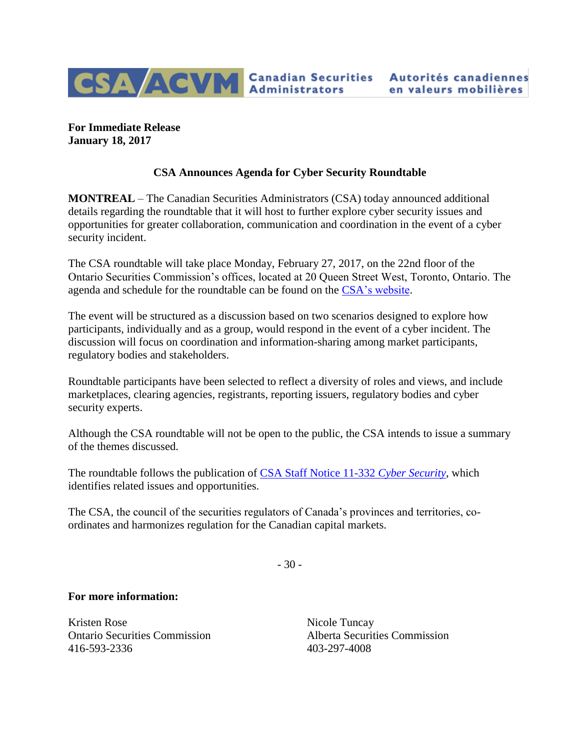CSA/ACVM Canadian Securities Administrators | Autorités canadiennes en valeurs mobilières

**For Immediate Release**
**January 18, 2017**

## CSA Announces Agenda for Cyber Security Roundtable

**MONTREAL** – The Canadian Securities Administrators (CSA) today announced additional details regarding the roundtable that it will host to further explore cyber security issues and opportunities for greater collaboration, communication and coordination in the event of a cyber security incident.

The CSA roundtable will take place Monday, February 27, 2017, on the 22nd floor of the Ontario Securities Commission's offices, located at 20 Queen Street West, Toronto, Ontario. The agenda and schedule for the roundtable can be found on the CSA's website.

The event will be structured as a discussion based on two scenarios designed to explore how participants, individually and as a group, would respond in the event of a cyber incident. The discussion will focus on coordination and information-sharing among market participants, regulatory bodies and stakeholders.

Roundtable participants have been selected to reflect a diversity of roles and views, and include marketplaces, clearing agencies, registrants, reporting issuers, regulatory bodies and cyber security experts.

Although the CSA roundtable will not be open to the public, the CSA intends to issue a summary of the themes discussed.

The roundtable follows the publication of CSA Staff Notice 11-332 *Cyber Security*, which identifies related issues and opportunities.

The CSA, the council of the securities regulators of Canada's provinces and territories, co-ordinates and harmonizes regulation for the Canadian capital markets.

\- 30 -

**For more information:**

Kristen Rose
Ontario Securities Commission
416-593-2336

Nicole Tuncay
Alberta Securities Commission
403-297-4008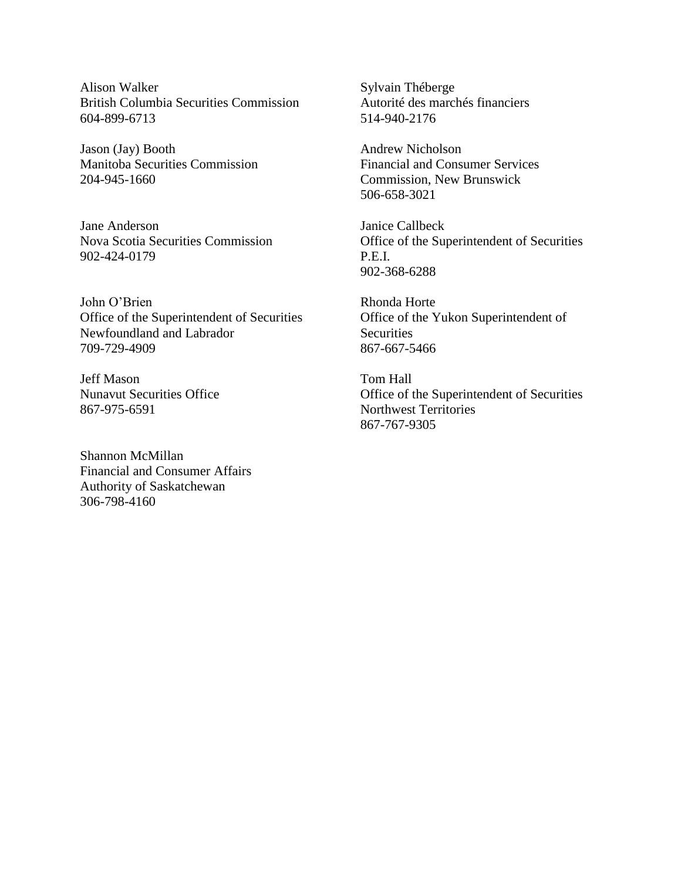Alison Walker
British Columbia Securities Commission
604-899-6713

Jason (Jay) Booth
Manitoba Securities Commission
204-945-1660

Jane Anderson
Nova Scotia Securities Commission
902-424-0179

John O'Brien
Office of the Superintendent of Securities
Newfoundland and Labrador
709-729-4909

Jeff Mason
Nunavut Securities Office
867-975-6591

Shannon McMillan
Financial and Consumer Affairs
Authority of Saskatchewan
306-798-4160

Sylvain Théberge
Autorité des marchés financiers
514-940-2176

Andrew Nicholson
Financial and Consumer Services
Commission, New Brunswick
506-658-3021

Janice Callbeck
Office of the Superintendent of Securities
P.E.I.
902-368-6288

Rhonda Horte
Office of the Yukon Superintendent of
Securities
867-667-5466

Tom Hall
Office of the Superintendent of Securities
Northwest Territories
867-767-9305